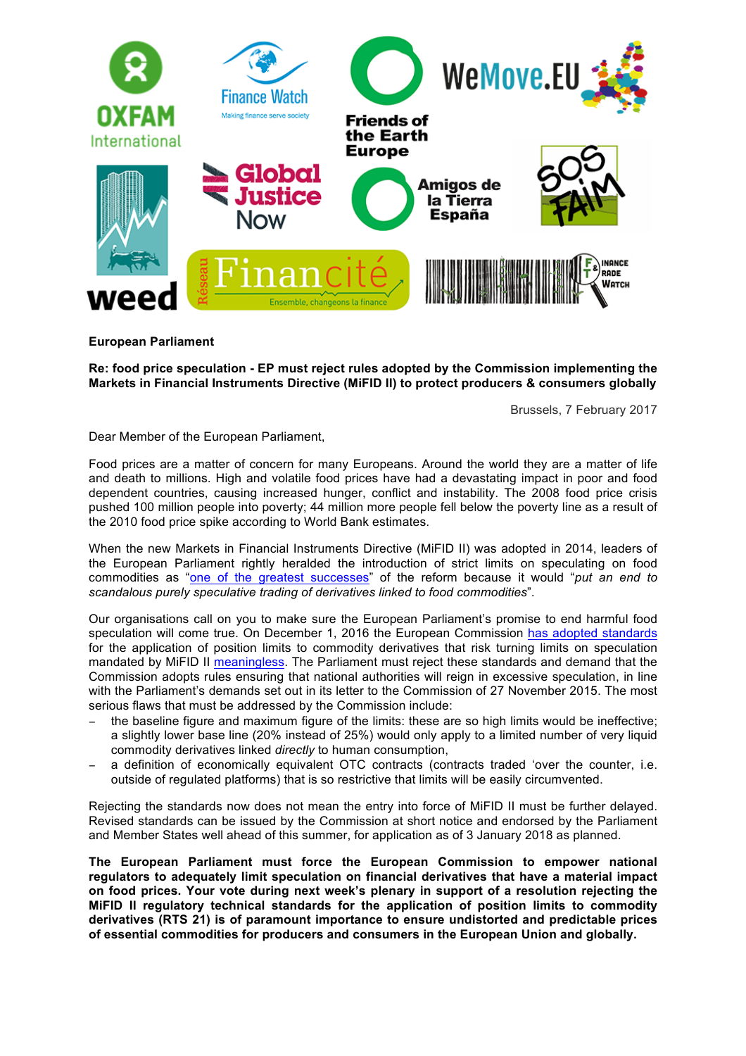**European Parliament**

**Re: food price speculation - EP must reject rules adopted by the Commission implementing the Markets in Financial Instruments Directive (MiFID II) to protect producers & consumers globally**

Brussels, 7 February 2017

Dear Member of the European Parliament,

Food prices are a matter of concern for many Europeans. Around the world they are a matter of life and death to millions. High and volatile food prices have had a devastating impact in poor and food dependent countries, causing increased hunger, conflict and instability. The 2008 food price crisis pushed 100 million people into poverty; 44 million more people fell below the poverty line as a result of the 2010 food price spike according to World Bank estimates.

When the new Markets in Financial Instruments Directive (MiFID II) was adopted in 2014, leaders of the European Parliament rightly heralded the introduction of strict limits on speculating on food commodities as "one of the greatest successes" of the reform because it would "*put an end to scandalous purely speculative trading of derivatives linked to food commodities*".

Our organisations call on you to make sure the European Parliament's promise to end harmful food speculation will come true. On December 1, 2016 the European Commission has adopted standards for the application of position limits to commodity derivatives that risk turning limits on speculation mandated by MiFID II meaningless. The Parliament must reject these standards and demand that the Commission adopts rules ensuring that national authorities will reign in excessive speculation, in line with the Parliament's demands set out in its letter to the Commission of 27 November 2015. The most serious flaws that must be addressed by the Commission include:

- the baseline figure and maximum figure of the limits: these are so high limits would be ineffective; a slightly lower base line (20% instead of 25%) would only apply to a limited number of very liquid commodity derivatives linked *directly* to human consumption,
- a definition of economically equivalent OTC contracts (contracts traded 'over the counter, i.e. outside of regulated platforms) that is so restrictive that limits will be easily circumvented.

Rejecting the standards now does not mean the entry into force of MiFID II must be further delayed. Revised standards can be issued by the Commission at short notice and endorsed by the Parliament and Member States well ahead of this summer, for application as of 3 January 2018 as planned.

**The European Parliament must force the European Commission to empower national regulators to adequately limit speculation on financial derivatives that have a material impact on food prices. Your vote during next week's plenary in support of a resolution rejecting the MiFID II regulatory technical standards for the application of position limits to commodity derivatives (RTS 21) is of paramount importance to ensure undistorted and predictable prices of essential commodities for producers and consumers in the European Union and globally.**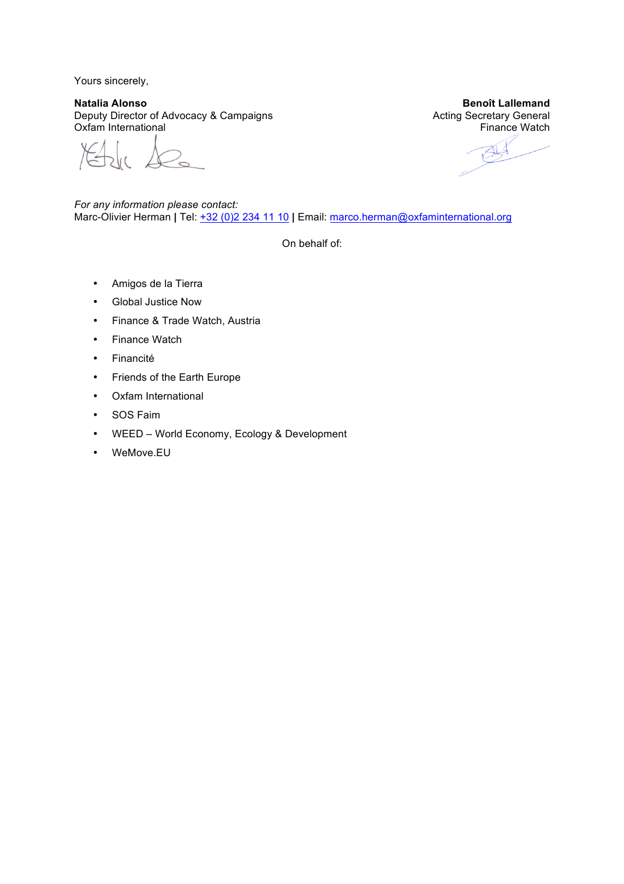Yours sincerely,

**Natalia Alonso**
Deputy Director of Advocacy & Campaigns
Oxfam International

**Benoît Lallemand**
Acting Secretary General
Finance Watch

*For any information please contact:*
Marc-Olivier Herman **|** Tel: +32 (0)2 234 11 10 **|** Email: marco.herman@oxfaminternational.org

On behalf of:

- Amigos de la Tierra
- Global Justice Now
- Finance & Trade Watch, Austria
- Finance Watch
- Financité
- Friends of the Earth Europe
- Oxfam International
- SOS Faim
- WEED – World Economy, Ecology & Development
- WeMove.EU